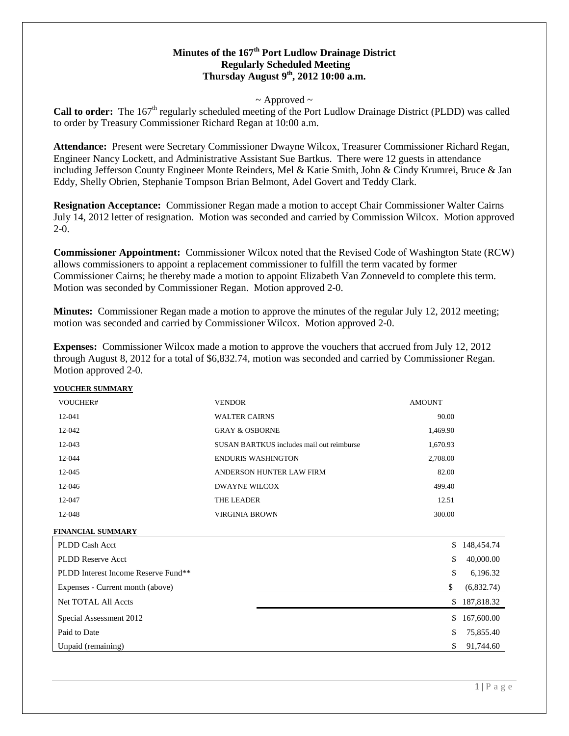# Minutes of the 167th Port Ludlow Drainage District
## Regularly Scheduled Meeting
## Thursday August 9th, 2012 10:00 a.m.

~ Approved ~

**Call to order:** The 167th regularly scheduled meeting of the Port Ludlow Drainage District (PLDD) was called to order by Treasury Commissioner Richard Regan at 10:00 a.m.

**Attendance:** Present were Secretary Commissioner Dwayne Wilcox, Treasurer Commissioner Richard Regan, Engineer Nancy Lockett, and Administrative Assistant Sue Bartkus. There were 12 guests in attendance including Jefferson County Engineer Monte Reinders, Mel & Katie Smith, John & Cindy Krumrei, Bruce & Jan Eddy, Shelly Obrien, Stephanie Tompson Brian Belmont, Adel Govert and Teddy Clark.

**Resignation Acceptance:** Commissioner Regan made a motion to accept Chair Commissioner Walter Cairns July 14, 2012 letter of resignation. Motion was seconded and carried by Commission Wilcox. Motion approved 2-0.

**Commissioner Appointment:** Commissioner Wilcox noted that the Revised Code of Washington State (RCW) allows commissioners to appoint a replacement commissioner to fulfill the term vacated by former Commissioner Cairns; he thereby made a motion to appoint Elizabeth Van Zonneveld to complete this term. Motion was seconded by Commissioner Regan. Motion approved 2-0.

**Minutes:** Commissioner Regan made a motion to approve the minutes of the regular July 12, 2012 meeting; motion was seconded and carried by Commissioner Wilcox. Motion approved 2-0.

**Expenses:** Commissioner Wilcox made a motion to approve the vouchers that accrued from July 12, 2012 through August 8, 2012 for a total of $6,832.74, motion was seconded and carried by Commissioner Regan. Motion approved 2-0.

**VOUCHER SUMMARY**

| VOUCHER# | VENDOR | AMOUNT |
|---|---|---|
| 12-041 | WALTER CAIRNS | 90.00 |
| 12-042 | GRAY & OSBORNE | 1,469.90 |
| 12-043 | SUSAN BARTKUS includes mail out reimburse | 1,670.93 |
| 12-044 | ENDURIS WASHINGTON | 2,708.00 |
| 12-045 | ANDERSON HUNTER LAW FIRM | 82.00 |
| 12-046 | DWAYNE WILCOX | 499.40 |
| 12-047 | THE LEADER | 12.51 |
| 12-048 | VIRGINIA BROWN | 300.00 |

**FINANCIAL SUMMARY**

| | |
|---|---|
| PLDD Cash Acct | $ 148,454.74 |
| PLDD Reserve Acct | $ 40,000.00 |
| PLDD Interest Income Reserve Fund** | $ 6,196.32 |
| Expenses - Current month (above) | $ (6,832.74) |
| Net TOTAL All Accts | $ 187,818.32 |
| Special Assessment 2012 | $ 167,600.00 |
| Paid to Date | $ 75,855.40 |
| Unpaid (remaining) | $ 91,744.60 |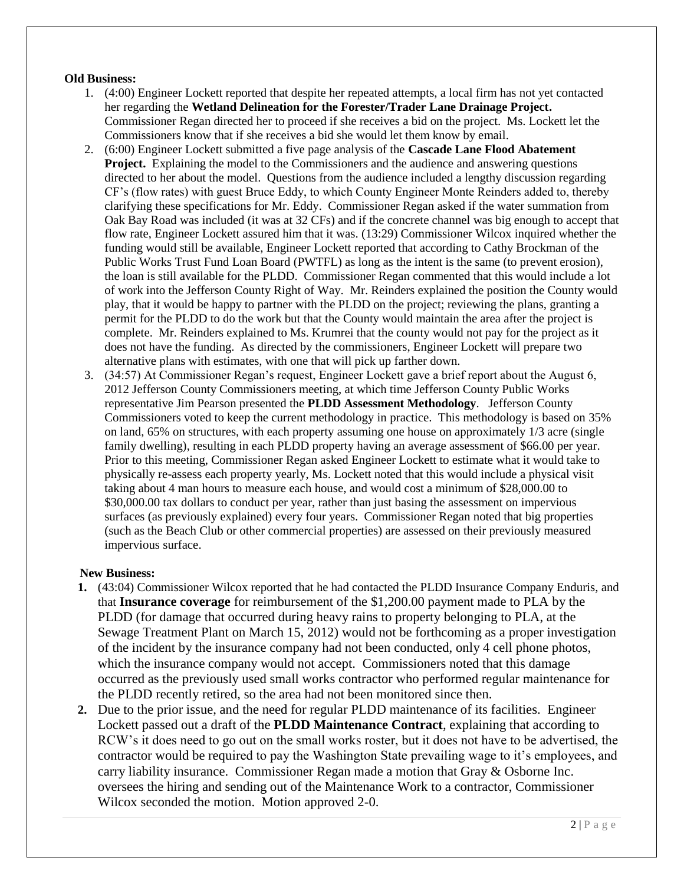**Old Business:**

1. (4:00) Engineer Lockett reported that despite her repeated attempts, a local firm has not yet contacted her regarding the **Wetland Delineation for the Forester/Trader Lane Drainage Project.** Commissioner Regan directed her to proceed if she receives a bid on the project. Ms. Lockett let the Commissioners know that if she receives a bid she would let them know by email.
2. (6:00) Engineer Lockett submitted a five page analysis of the **Cascade Lane Flood Abatement Project.** Explaining the model to the Commissioners and the audience and answering questions directed to her about the model. Questions from the audience included a lengthy discussion regarding CF's (flow rates) with guest Bruce Eddy, to which County Engineer Monte Reinders added to, thereby clarifying these specifications for Mr. Eddy. Commissioner Regan asked if the water summation from Oak Bay Road was included (it was at 32 CFs) and if the concrete channel was big enough to accept that flow rate, Engineer Lockett assured him that it was. (13:29) Commissioner Wilcox inquired whether the funding would still be available, Engineer Lockett reported that according to Cathy Brockman of the Public Works Trust Fund Loan Board (PWTFL) as long as the intent is the same (to prevent erosion), the loan is still available for the PLDD. Commissioner Regan commented that this would include a lot of work into the Jefferson County Right of Way. Mr. Reinders explained the position the County would play, that it would be happy to partner with the PLDD on the project; reviewing the plans, granting a permit for the PLDD to do the work but that the County would maintain the area after the project is complete. Mr. Reinders explained to Ms. Krumrei that the county would not pay for the project as it does not have the funding. As directed by the commissioners, Engineer Lockett will prepare two alternative plans with estimates, with one that will pick up farther down.
3. (34:57) At Commissioner Regan's request, Engineer Lockett gave a brief report about the August 6, 2012 Jefferson County Commissioners meeting, at which time Jefferson County Public Works representative Jim Pearson presented the **PLDD Assessment Methodology**. Jefferson County Commissioners voted to keep the current methodology in practice. This methodology is based on 35% on land, 65% on structures, with each property assuming one house on approximately 1/3 acre (single family dwelling), resulting in each PLDD property having an average assessment of $66.00 per year. Prior to this meeting, Commissioner Regan asked Engineer Lockett to estimate what it would take to physically re-assess each property yearly, Ms. Lockett noted that this would include a physical visit taking about 4 man hours to measure each house, and would cost a minimum of $28,000.00 to $30,000.00 tax dollars to conduct per year, rather than just basing the assessment on impervious surfaces (as previously explained) every four years. Commissioner Regan noted that big properties (such as the Beach Club or other commercial properties) are assessed on their previously measured impervious surface.

**New Business:**

1. (43:04) Commissioner Wilcox reported that he had contacted the PLDD Insurance Company Enduris, and that **Insurance coverage** for reimbursement of the $1,200.00 payment made to PLA by the PLDD (for damage that occurred during heavy rains to property belonging to PLA, at the Sewage Treatment Plant on March 15, 2012) would not be forthcoming as a proper investigation of the incident by the insurance company had not been conducted, only 4 cell phone photos, which the insurance company would not accept. Commissioners noted that this damage occurred as the previously used small works contractor who performed regular maintenance for the PLDD recently retired, so the area had not been monitored since then.
2. Due to the prior issue, and the need for regular PLDD maintenance of its facilities. Engineer Lockett passed out a draft of the **PLDD Maintenance Contract**, explaining that according to RCW's it does need to go out on the small works roster, but it does not have to be advertised, the contractor would be required to pay the Washington State prevailing wage to it's employees, and carry liability insurance. Commissioner Regan made a motion that Gray & Osborne Inc. oversees the hiring and sending out of the Maintenance Work to a contractor, Commissioner Wilcox seconded the motion. Motion approved 2-0.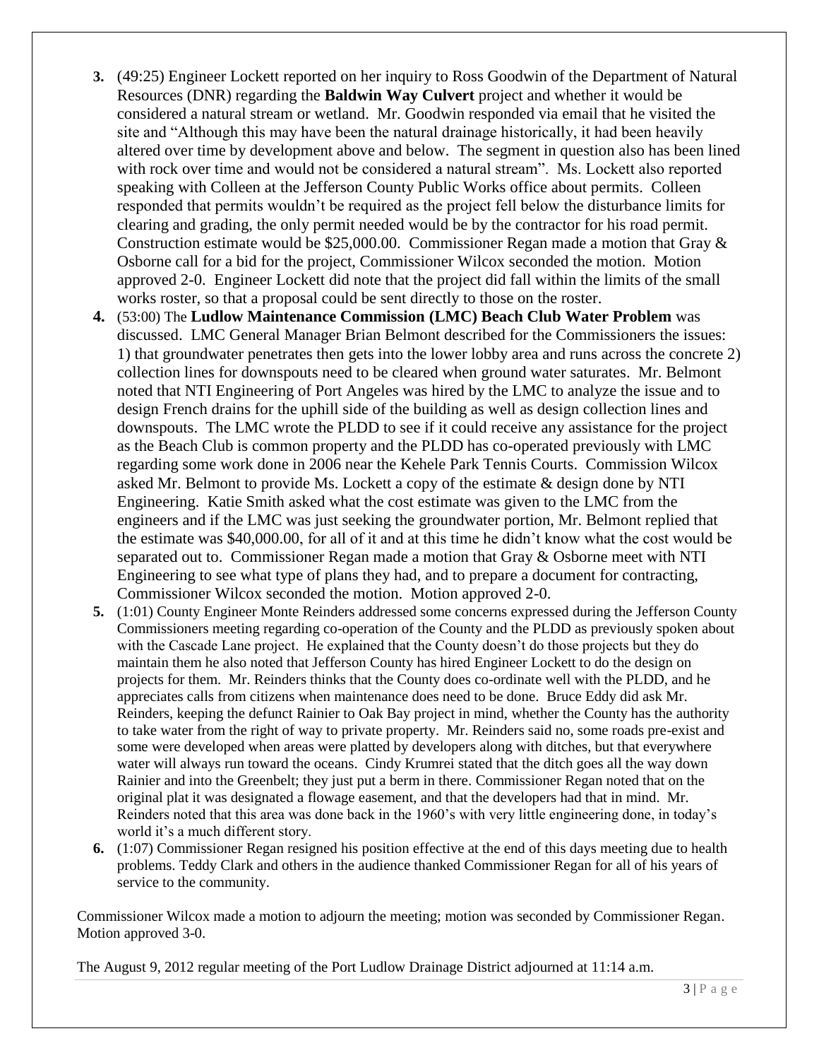3. (49:25) Engineer Lockett reported on her inquiry to Ross Goodwin of the Department of Natural Resources (DNR) regarding the **Baldwin Way Culvert** project and whether it would be considered a natural stream or wetland. Mr. Goodwin responded via email that he visited the site and "Although this may have been the natural drainage historically, it had been heavily altered over time by development above and below. The segment in question also has been lined with rock over time and would not be considered a natural stream". Ms. Lockett also reported speaking with Colleen at the Jefferson County Public Works office about permits. Colleen responded that permits wouldn't be required as the project fell below the disturbance limits for clearing and grading, the only permit needed would be by the contractor for his road permit. Construction estimate would be $25,000.00. Commissioner Regan made a motion that Gray & Osborne call for a bid for the project, Commissioner Wilcox seconded the motion. Motion approved 2-0. Engineer Lockett did note that the project did fall within the limits of the small works roster, so that a proposal could be sent directly to those on the roster.
4. (53:00) The **Ludlow Maintenance Commission (LMC) Beach Club Water Problem** was discussed. LMC General Manager Brian Belmont described for the Commissioners the issues: 1) that groundwater penetrates then gets into the lower lobby area and runs across the concrete 2) collection lines for downspouts need to be cleared when ground water saturates. Mr. Belmont noted that NTI Engineering of Port Angeles was hired by the LMC to analyze the issue and to design French drains for the uphill side of the building as well as design collection lines and downspouts. The LMC wrote the PLDD to see if it could receive any assistance for the project as the Beach Club is common property and the PLDD has co-operated previously with LMC regarding some work done in 2006 near the Kehele Park Tennis Courts. Commission Wilcox asked Mr. Belmont to provide Ms. Lockett a copy of the estimate & design done by NTI Engineering. Katie Smith asked what the cost estimate was given to the LMC from the engineers and if the LMC was just seeking the groundwater portion, Mr. Belmont replied that the estimate was $40,000.00, for all of it and at this time he didn't know what the cost would be separated out to. Commissioner Regan made a motion that Gray & Osborne meet with NTI Engineering to see what type of plans they had, and to prepare a document for contracting, Commissioner Wilcox seconded the motion. Motion approved 2-0.
5. (1:01) County Engineer Monte Reinders addressed some concerns expressed during the Jefferson County Commissioners meeting regarding co-operation of the County and the PLDD as previously spoken about with the Cascade Lane project. He explained that the County doesn't do those projects but they do maintain them he also noted that Jefferson County has hired Engineer Lockett to do the design on projects for them. Mr. Reinders thinks that the County does co-ordinate well with the PLDD, and he appreciates calls from citizens when maintenance does need to be done. Bruce Eddy did ask Mr. Reinders, keeping the defunct Rainier to Oak Bay project in mind, whether the County has the authority to take water from the right of way to private property. Mr. Reinders said no, some roads pre-exist and some were developed when areas were platted by developers along with ditches, but that everywhere water will always run toward the oceans. Cindy Krumrei stated that the ditch goes all the way down Rainier and into the Greenbelt; they just put a berm in there. Commissioner Regan noted that on the original plat it was designated a flowage easement, and that the developers had that in mind. Mr. Reinders noted that this area was done back in the 1960's with very little engineering done, in today's world it's a much different story.
6. (1:07) Commissioner Regan resigned his position effective at the end of this days meeting due to health problems. Teddy Clark and others in the audience thanked Commissioner Regan for all of his years of service to the community.

Commissioner Wilcox made a motion to adjourn the meeting; motion was seconded by Commissioner Regan. Motion approved 3-0.

The August 9, 2012 regular meeting of the Port Ludlow Drainage District adjourned at 11:14 a.m.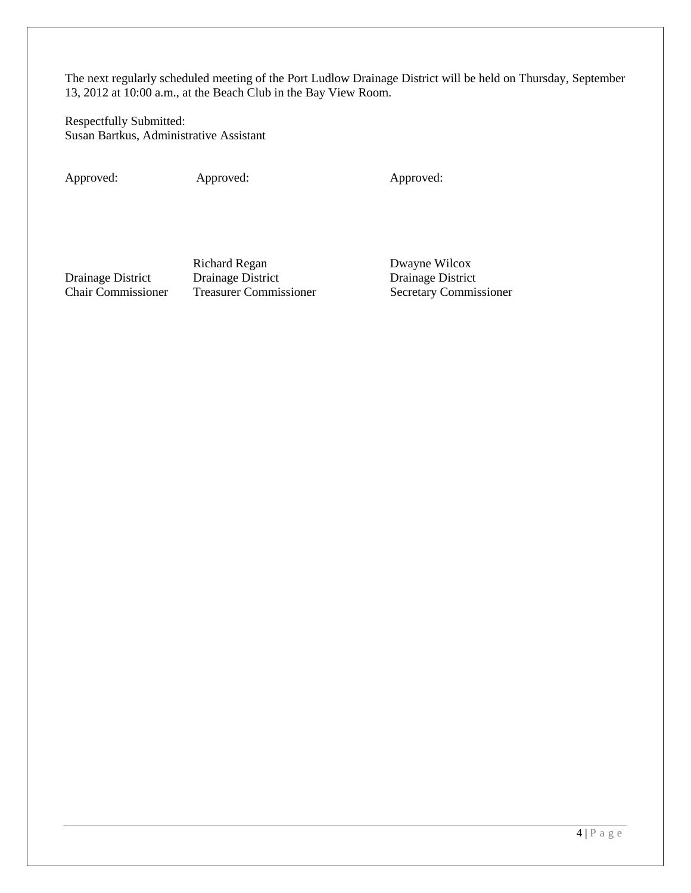The next regularly scheduled meeting of the Port Ludlow Drainage District will be held on Thursday, September 13, 2012 at 10:00 a.m., at the Beach Club in the Bay View Room.

Respectfully Submitted:
Susan Bartkus, Administrative Assistant

| | | |
|---|---|---|
| Approved: | Approved: | Approved: |
| | Richard Regan | Dwayne Wilcox |
| Drainage District | Drainage District | Drainage District |
| Chair Commissioner | Treasurer Commissioner | Secretary Commissioner |